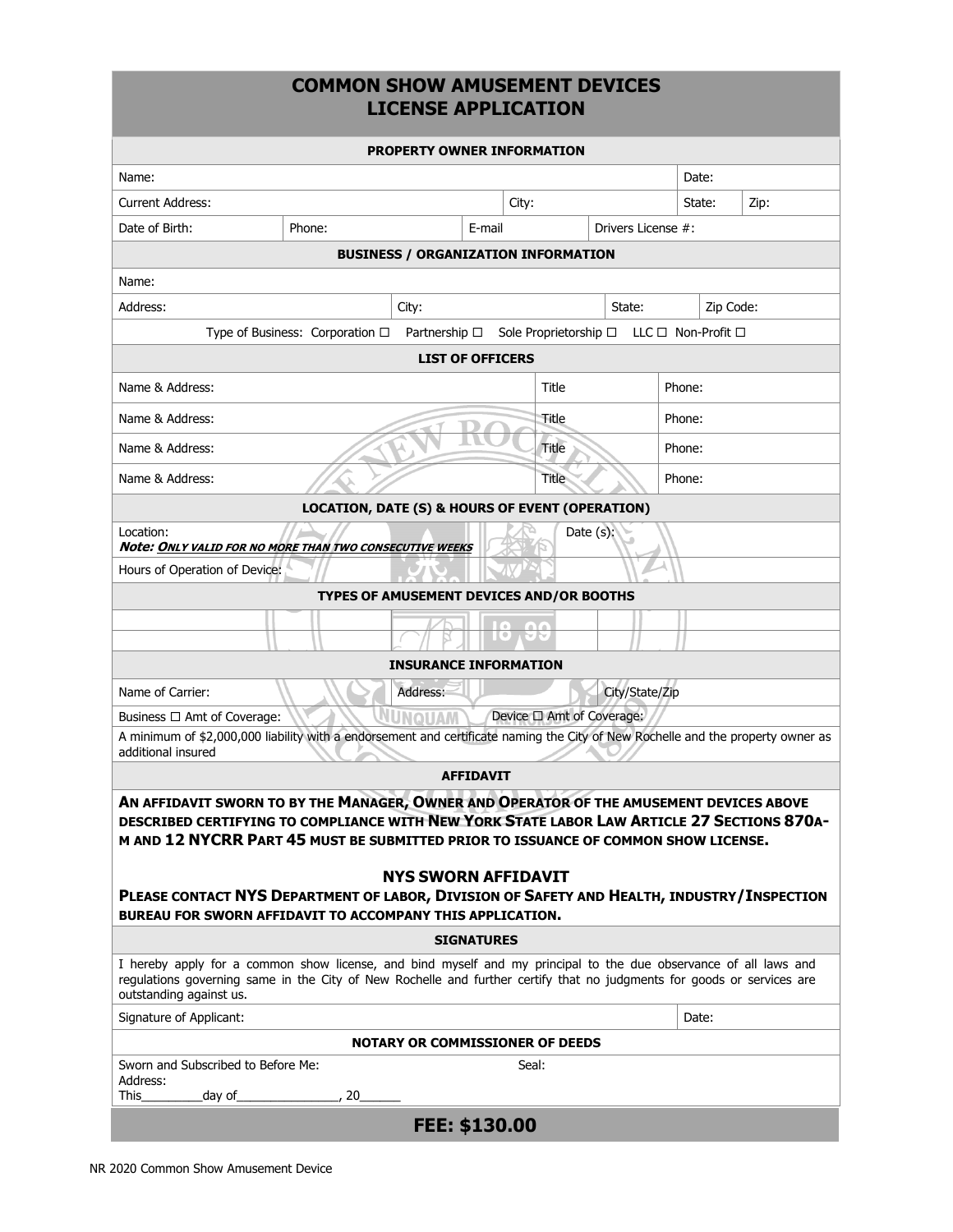# COMMON SHOW AMUSEMENT DEVICES LICENSE APPLICATION

## PROPERTY OWNER INFORMATION

| Name: | | | | Date: | |
|---|---|---|---|---|---|
| Current Address: | | | City: | State: | Zip: |
| Date of Birth: | Phone: | E-mail | | Drivers License #: | |

## BUSINESS / ORGANIZATION INFORMATION

| Name: | | | |
|---|---|---|---|
| Address: | City: | State: | Zip Code: |

Type of Business: Corporation ☐ Partnership ☐ Sole Proprietorship ☐ LLC ☐ Non-Profit ☐

## LIST OF OFFICERS

| Name & Address: | Title | Phone: |
|---|---|---|
| Name & Address: | Title | Phone: |
| Name & Address: | Title | Phone: |
| Name & Address: | Title | Phone: |

## LOCATION, DATE (S) & HOURS OF EVENT (OPERATION)

| Location: ***Note: Only valid for no more than two consecutive weeks*** | Date (s): |
|---|---|
| Hours of Operation of Device: | |

## TYPES OF AMUSEMENT DEVICES AND/OR BOOTHS

| | | | | | |
|---|---|---|---|---|---|
| | | | | | |
| | | | | | |

## INSURANCE INFORMATION

| Name of Carrier: | Address: | City/State/Zip |
|---|---|---|
| Business ☐ Amt of Coverage: | Device ☐ Amt of Coverage: | |

A minimum of $2,000,000 liability with a endorsement and certificate naming the City of New Rochelle and the property owner as additional insured

## AFFIDAVIT

**AN AFFIDAVIT SWORN TO BY THE MANAGER, OWNER AND OPERATOR OF THE AMUSEMENT DEVICES ABOVE DESCRIBED CERTIFYING TO COMPLIANCE WITH NEW YORK STATE LABOR LAW ARTICLE 27 SECTIONS 870A-M AND 12 NYCRR PART 45 MUST BE SUBMITTED PRIOR TO ISSUANCE OF COMMON SHOW LICENSE.**

### NYS SWORN AFFIDAVIT

**PLEASE CONTACT NYS DEPARTMENT OF LABOR, DIVISION OF SAFETY AND HEALTH, INDUSTRY/INSPECTION BUREAU FOR SWORN AFFIDAVIT TO ACCOMPANY THIS APPLICATION.**

## SIGNATURES

I hereby apply for a common show license, and bind myself and my principal to the due observance of all laws and regulations governing same in the City of New Rochelle and further certify that no judgments for goods or services are outstanding against us.

| Signature of Applicant: | Date: |
|---|---|

## NOTARY OR COMMISSIONER OF DEEDS

Sworn and Subscribed to Before Me: Seal:
Address:
This_________day of_______________, 20______

## FEE: $130.00

NR 2020 Common Show Amusement Device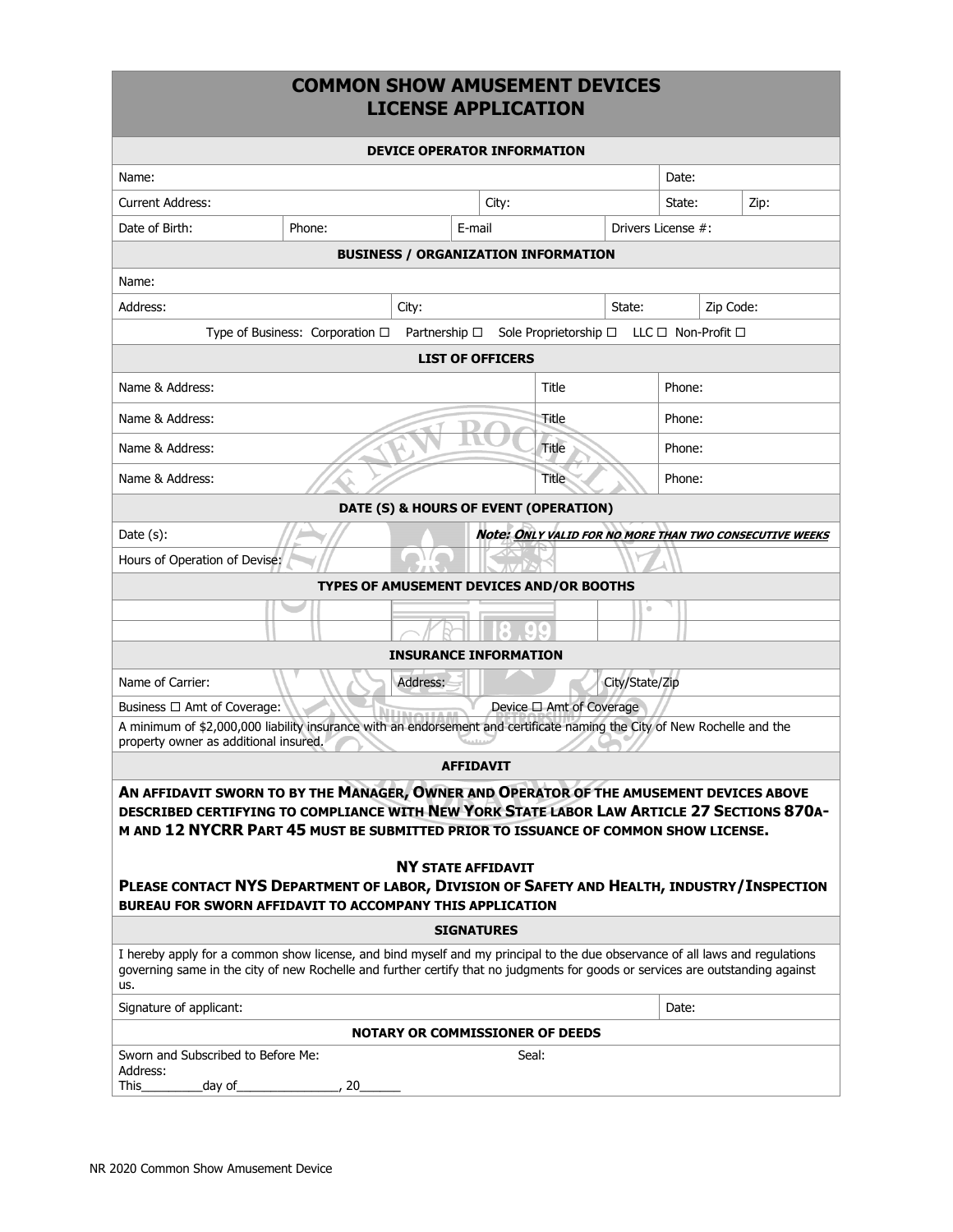# COMMON SHOW AMUSEMENT DEVICES LICENSE APPLICATION

## DEVICE OPERATOR INFORMATION

| | | | | | |
|---|---|---|---|---|---|
| Name: | | | | Date: | |
| Current Address: | | City: | | State: | Zip: |
| Date of Birth: | Phone: | E-mail | | Drivers License #: | |

## BUSINESS / ORGANIZATION INFORMATION

| | | | |
|---|---|---|---|
| Name: | | | |
| Address: | City: | State: | Zip Code: |

Type of Business: Corporation ☐ Partnership ☐ Sole Proprietorship ☐ LLC ☐ Non-Profit ☐

## LIST OF OFFICERS

| | | |
|---|---|---|
| Name & Address: | Title | Phone: |
| Name & Address: | Title | Phone: |
| Name & Address: | Title | Phone: |
| Name & Address: | Title | Phone: |

## DATE (S) & HOURS OF EVENT (OPERATION)

Date (s): ***Note: Only valid for no more than two consecutive weeks***

Hours of Operation of Devise:

## TYPES OF AMUSEMENT DEVICES AND/OR BOOTHS

| | | | | | |
|---|---|---|---|---|---|
| | | | | | |
| | | | | | |

## INSURANCE INFORMATION

| | | |
|---|---|---|
| Name of Carrier: | Address: | City/State/Zip |
| Business ☐ Amt of Coverage: | Device ☐ Amt of Coverage | |

A minimum of $2,000,000 liability insurance with an endorsement and certificate naming the City of New Rochelle and the property owner as additional insured.

## AFFIDAVIT

**AN AFFIDAVIT SWORN TO BY THE MANAGER, OWNER AND OPERATOR OF THE AMUSEMENT DEVICES ABOVE DESCRIBED CERTIFYING TO COMPLIANCE WITH NEW YORK STATE LABOR LAW ARTICLE 27 SECTIONS 870A-M AND 12 NYCRR PART 45 MUST BE SUBMITTED PRIOR TO ISSUANCE OF COMMON SHOW LICENSE.**

**NY STATE AFFIDAVIT**

**PLEASE CONTACT NYS DEPARTMENT OF LABOR, DIVISION OF SAFETY AND HEALTH, INDUSTRY/INSPECTION BUREAU FOR SWORN AFFIDAVIT TO ACCOMPANY THIS APPLICATION**

## SIGNATURES

I hereby apply for a common show license, and bind myself and my principal to the due observance of all laws and regulations governing same in the city of new Rochelle and further certify that no judgments for goods or services are outstanding against us.

Signature of applicant: Date:

## NOTARY OR COMMISSIONER OF DEEDS

Sworn and Subscribed to Before Me: Seal:

Address:

This_________day of_______________, 20______

NR 2020 Common Show Amusement Device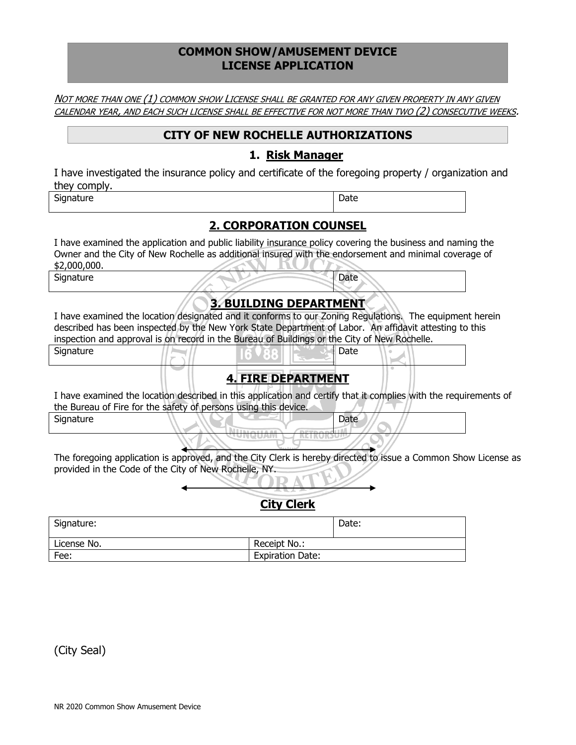# COMMON SHOW/AMUSEMENT DEVICE LICENSE APPLICATION

*Not more than one (1) common show License shall be granted for any given property in any given calendar year, and each such license shall be effective for not more than two (2) consecutive weeks.*

## CITY OF NEW ROCHELLE AUTHORIZATIONS

### 1. Risk Manager

I have investigated the insurance policy and certificate of the foregoing property / organization and they comply.

| Signature | Date |
|---|---|

### 2. CORPORATION COUNSEL

I have examined the application and public liability insurance policy covering the business and naming the Owner and the City of New Rochelle as additional insured with the endorsement and minimal coverage of $2,000,000.

| Signature | Date |
|---|---|

### 3. BUILDING DEPARTMENT

I have examined the location designated and it conforms to our Zoning Regulations. The equipment herein described has been inspected by the New York State Department of Labor. An affidavit attesting to this inspection and approval is on record in the Bureau of Buildings or the City of New Rochelle.

| Signature | Date |
|---|---|

### 4. FIRE DEPARTMENT

I have examined the location described in this application and certify that it complies with the requirements of the Bureau of Fire for the safety of persons using this device.

| Signature | Date |
|---|---|

The foregoing application is approved, and the City Clerk is hereby directed to issue a Common Show License as provided in the Code of the City of New Rochelle, NY.

### City Clerk

| Signature: | | Date: |
|---|---|---|
| License No. | Receipt No.: | |
| Fee: | Expiration Date: | |

(City Seal)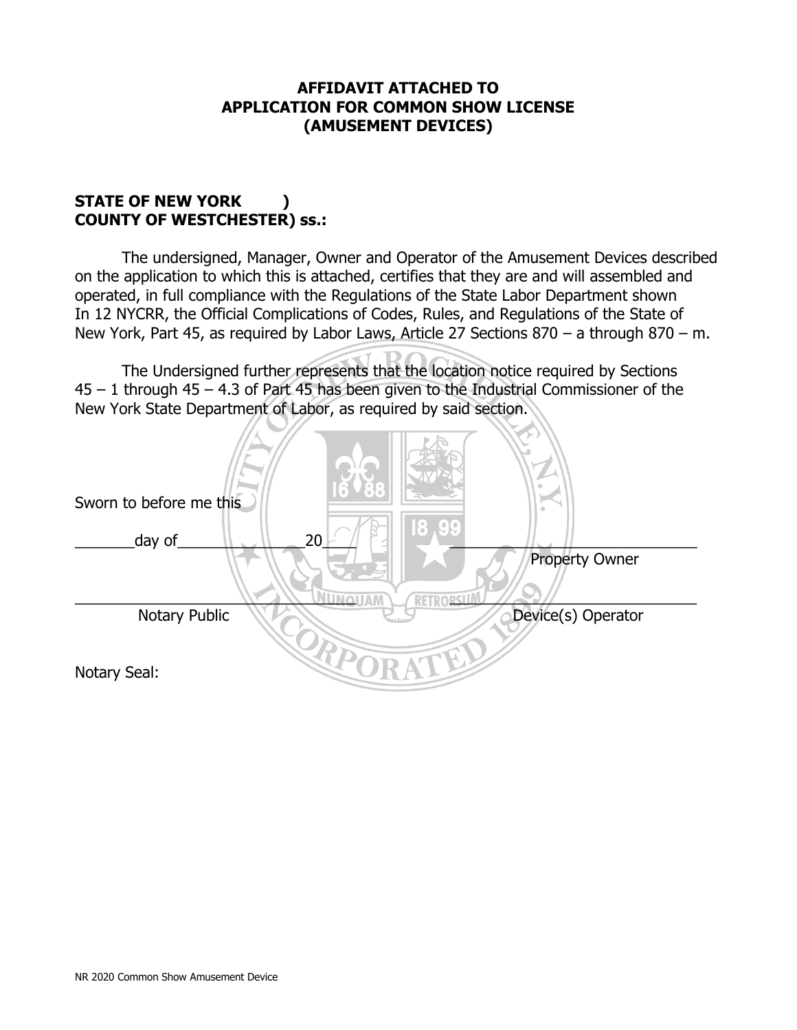**AFFIDAVIT ATTACHED TO APPLICATION FOR COMMON SHOW LICENSE (AMUSEMENT DEVICES)**

**STATE OF NEW YORK )**
**COUNTY OF WESTCHESTER) ss.:**

The undersigned, Manager, Owner and Operator of the Amusement Devices described on the application to which this is attached, certifies that they are and will assembled and operated, in full compliance with the Regulations of the State Labor Department shown In 12 NYCRR, the Official Complications of Codes, Rules, and Regulations of the State of New York, Part 45, as required by Labor Laws, Article 27 Sections 870 – a through 870 – m.

The Undersigned further represents that the location notice required by Sections 45 – 1 through 45 – 4.3 of Part 45 has been given to the Industrial Commissioner of the New York State Department of Labor, as required by said section.

Sworn to before me this

_______day of_______________20____ ________________________________
Property Owner

________________________________ ________________________________
Notary Public Device(s) Operator

Notary Seal:

NR 2020 Common Show Amusement Device